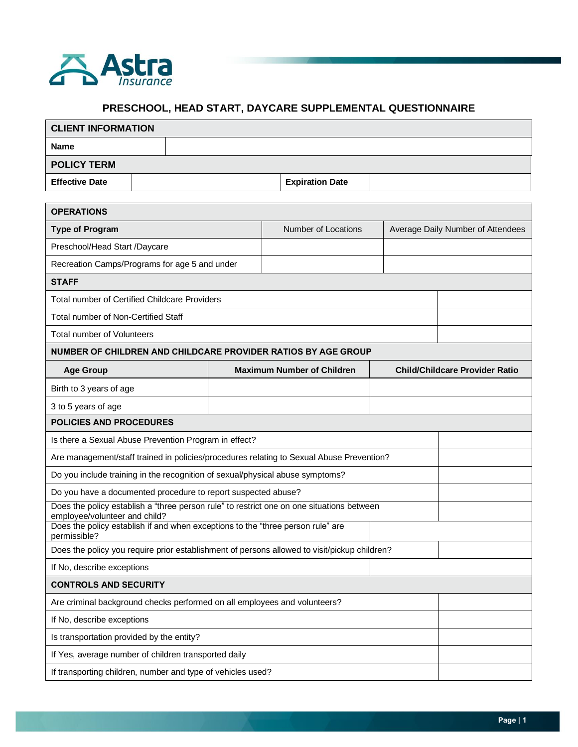Astra Insurance

# PRESCHOOL, HEAD START, DAYCARE SUPPLEMENTAL QUESTIONNAIRE

| CLIENT INFORMATION | | | |
|---|---|---|---|
| **Name** | | | |
| **POLICY TERM** | | | |
| **Effective Date** | | **Expiration Date** | |

| OPERATIONS | | |
|---|---|---|
| **Type of Program** | Number of Locations | Average Daily Number of Attendees |
| Preschool/Head Start /Daycare | | |
| Recreation Camps/Programs for age 5 and under | | |

| STAFF | |
|---|---|
| Total number of Certified Childcare Providers | |
| Total number of Non-Certified Staff | |
| Total number of Volunteers | |

| NUMBER OF CHILDREN AND CHILDCARE PROVIDER RATIOS BY AGE GROUP | | |
|---|---|---|
| **Age Group** | **Maximum Number of Children** | **Child/Childcare Provider Ratio** |
| Birth to 3 years of age | | |
| 3 to 5 years of age | | |

| POLICIES AND PROCEDURES | |
|---|---|
| Is there a Sexual Abuse Prevention Program in effect? | |
| Are management/staff trained in policies/procedures relating to Sexual Abuse Prevention? | |
| Do you include training in the recognition of sexual/physical abuse symptoms? | |
| Do you have a documented procedure to report suspected abuse? | |
| Does the policy establish a “three person rule” to restrict one on one situations between employee/volunteer and child? | |
| Does the policy establish if and when exceptions to the “three person rule” are permissible? | |
| Does the policy you require prior establishment of persons allowed to visit/pickup children? | |
| If No, describe exceptions | |

| CONTROLS AND SECURITY | |
|---|---|
| Are criminal background checks performed on all employees and volunteers? | |
| If No, describe exceptions | |
| Is transportation provided by the entity? | |
| If Yes, average number of children transported daily | |
| If transporting children, number and type of vehicles used? | |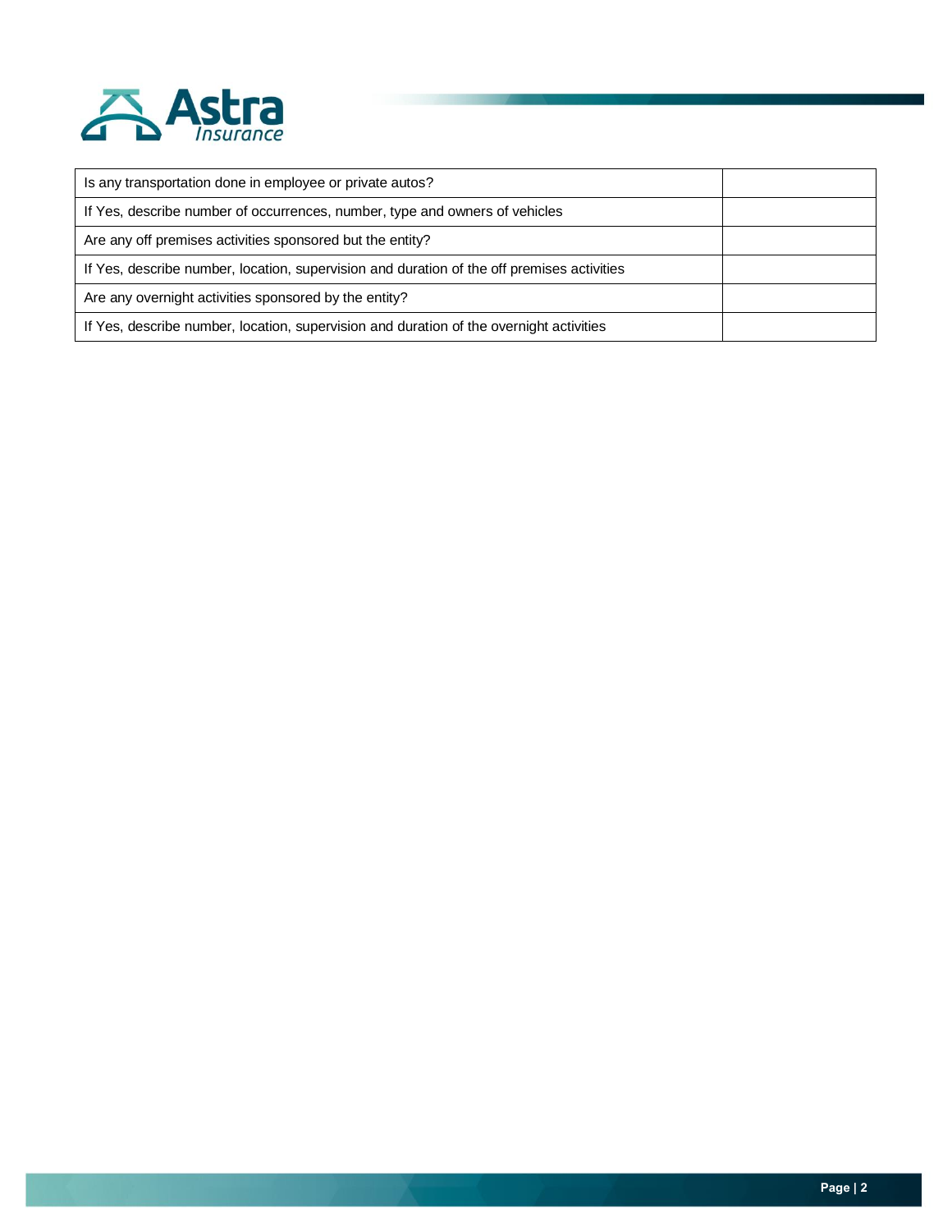| | |
|---|---|
| Is any transportation done in employee or private autos? | |
| If Yes, describe number of occurrences, number, type and owners of vehicles | |
| Are any off premises activities sponsored but the entity? | |
| If Yes, describe number, location, supervision and duration of the off premises activities | |
| Are any overnight activities sponsored by the entity? | |
| If Yes, describe number, location, supervision and duration of the overnight activities | |